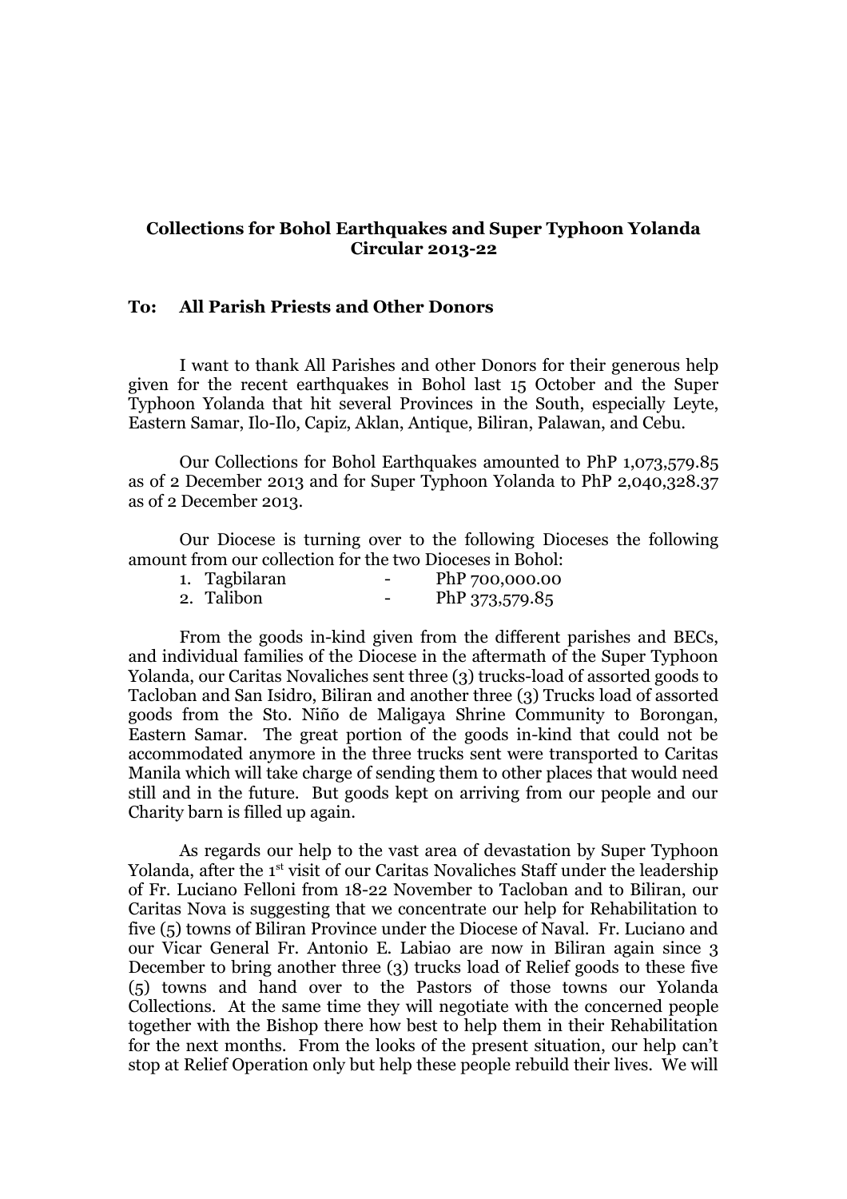**Collections for Bohol Earthquakes and Super Typhoon Yolanda**
**Circular 2013-22**

**To: All Parish Priests and Other Donors**

I want to thank All Parishes and other Donors for their generous help given for the recent earthquakes in Bohol last 15 October and the Super Typhoon Yolanda that hit several Provinces in the South, especially Leyte, Eastern Samar, Ilo-Ilo, Capiz, Aklan, Antique, Biliran, Palawan, and Cebu.

Our Collections for Bohol Earthquakes amounted to PhP 1,073,579.85 as of 2 December 2013 and for Super Typhoon Yolanda to PhP 2,040,328.37 as of 2 December 2013.

Our Diocese is turning over to the following Dioceses the following amount from our collection for the two Dioceses in Bohol:

1. Tagbilaran - PhP 700,000.00
2. Talibon - PhP 373,579.85

From the goods in-kind given from the different parishes and BECs, and individual families of the Diocese in the aftermath of the Super Typhoon Yolanda, our Caritas Novaliches sent three (3) trucks-load of assorted goods to Tacloban and San Isidro, Biliran and another three (3) Trucks load of assorted goods from the Sto. Niño de Maligaya Shrine Community to Borongan, Eastern Samar. The great portion of the goods in-kind that could not be accommodated anymore in the three trucks sent were transported to Caritas Manila which will take charge of sending them to other places that would need still and in the future. But goods kept on arriving from our people and our Charity barn is filled up again.

As regards our help to the vast area of devastation by Super Typhoon Yolanda, after the 1st visit of our Caritas Novaliches Staff under the leadership of Fr. Luciano Felloni from 18-22 November to Tacloban and to Biliran, our Caritas Nova is suggesting that we concentrate our help for Rehabilitation to five (5) towns of Biliran Province under the Diocese of Naval. Fr. Luciano and our Vicar General Fr. Antonio E. Labiao are now in Biliran again since 3 December to bring another three (3) trucks load of Relief goods to these five (5) towns and hand over to the Pastors of those towns our Yolanda Collections. At the same time they will negotiate with the concerned people together with the Bishop there how best to help them in their Rehabilitation for the next months. From the looks of the present situation, our help can't stop at Relief Operation only but help these people rebuild their lives. We will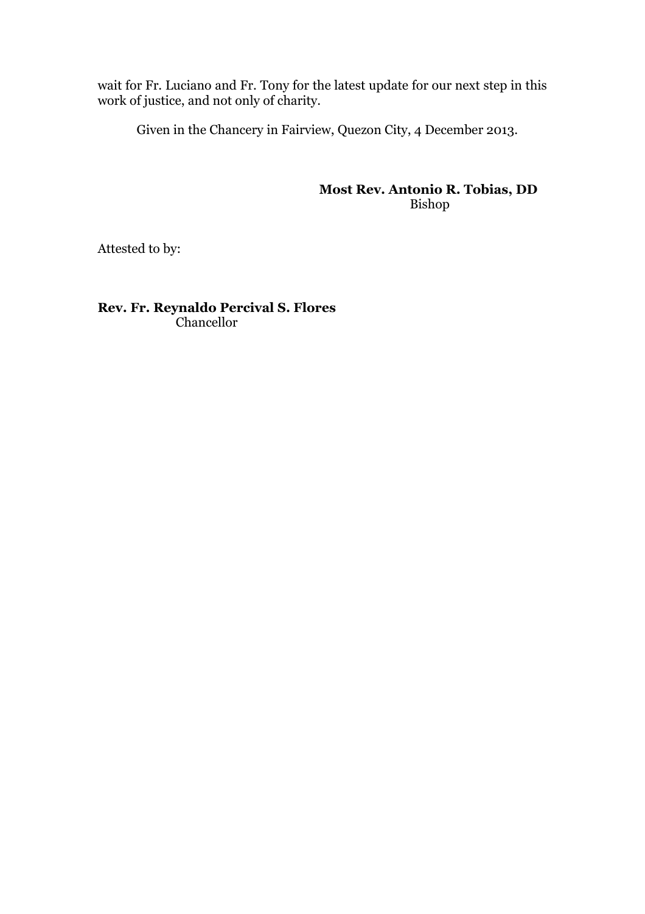wait for Fr. Luciano and Fr. Tony for the latest update for our next step in this work of justice, and not only of charity.

Given in the Chancery in Fairview, Quezon City, 4 December 2013.

**Most Rev. Antonio R. Tobias, DD**
Bishop

Attested to by:

**Rev. Fr. Reynaldo Percival S. Flores**
Chancellor